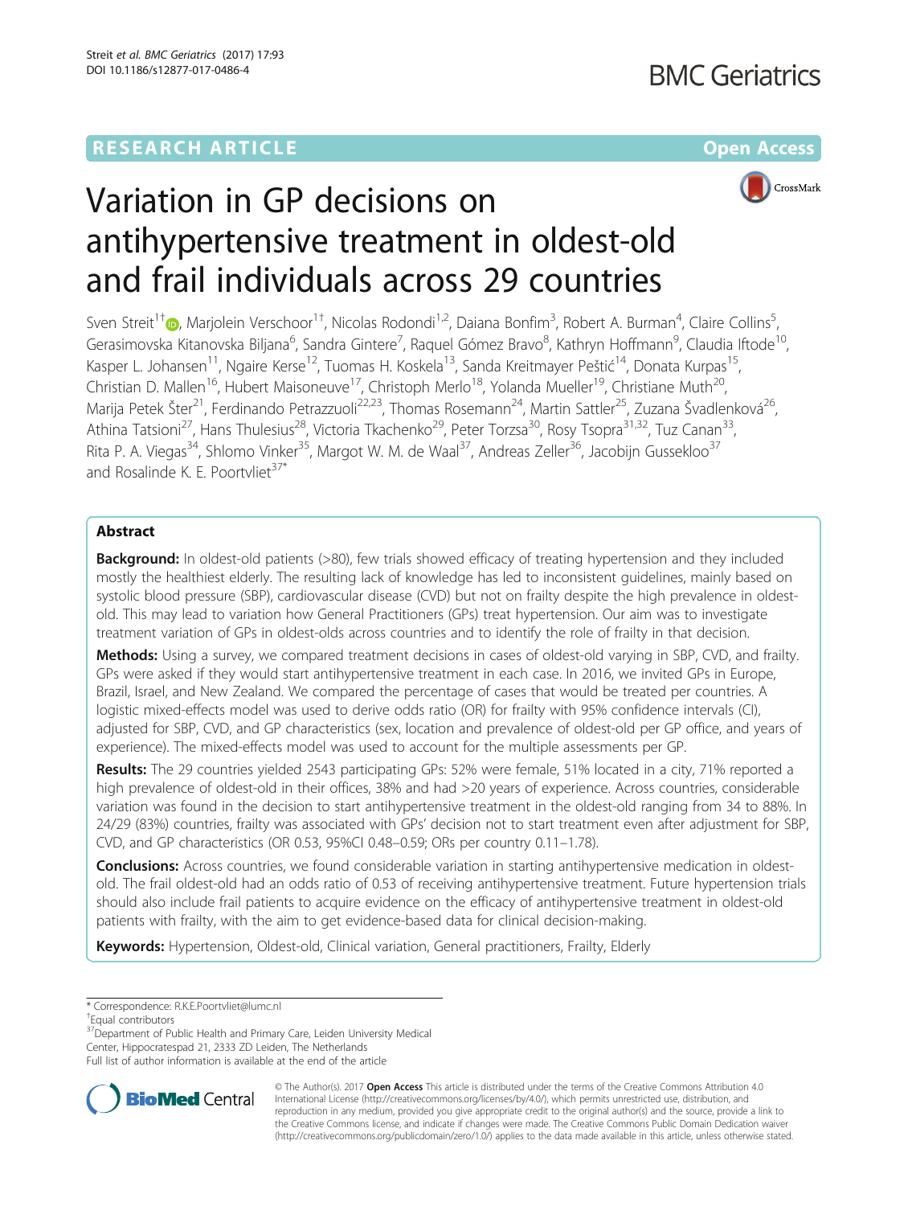RESEARCH ARTICLE

Open Access

# Variation in GP decisions on antihypertensive treatment in oldest-old and frail individuals across 29 countries

Sven Streit[1†], Marjolein Verschoor[1†], Nicolas Rodondi[1,2], Daiana Bonfim[3], Robert A. Burman[4], Claire Collins[5], Gerasimovska Kitanovska Biljana[6], Sandra Gintere[7], Raquel Gómez Bravo[8], Kathryn Hoffmann[9], Claudia Iftode[10], Kasper L. Johansen[11], Ngaire Kerse[12], Tuomas H. Koskela[13], Sanda Kreitmayer Peštić[14], Donata Kurpas[15], Christian D. Mallen[16], Hubert Maisoneuve[17], Christoph Merlo[18], Yolanda Mueller[19], Christiane Muth[20], Marija Petek Šter[21], Ferdinando Petrazzuoli[22,23], Thomas Rosemann[24], Martin Sattler[25], Zuzana Švadlenková[26], Athina Tatsioni[27], Hans Thulesius[28], Victoria Tkachenko[29], Peter Torzsa[30], Rosy Tsopra[31,32], Tuz Canan[33], Rita P. A. Viegas[34], Shlomo Vinker[35], Margot W. M. de Waal[37], Andreas Zeller[36], Jacobijn Gussekloo[37] and Rosalinde K. E. Poortvliet[37*]

## Abstract

**Background:** In oldest-old patients (>80), few trials showed efficacy of treating hypertension and they included mostly the healthiest elderly. The resulting lack of knowledge has led to inconsistent guidelines, mainly based on systolic blood pressure (SBP), cardiovascular disease (CVD) but not on frailty despite the high prevalence in oldest-old. This may lead to variation how General Practitioners (GPs) treat hypertension. Our aim was to investigate treatment variation of GPs in oldest-olds across countries and to identify the role of frailty in that decision.

**Methods:** Using a survey, we compared treatment decisions in cases of oldest-old varying in SBP, CVD, and frailty. GPs were asked if they would start antihypertensive treatment in each case. In 2016, we invited GPs in Europe, Brazil, Israel, and New Zealand. We compared the percentage of cases that would be treated per countries. A logistic mixed-effects model was used to derive odds ratio (OR) for frailty with 95% confidence intervals (CI), adjusted for SBP, CVD, and GP characteristics (sex, location and prevalence of oldest-old per GP office, and years of experience). The mixed-effects model was used to account for the multiple assessments per GP.

**Results:** The 29 countries yielded 2543 participating GPs: 52% were female, 51% located in a city, 71% reported a high prevalence of oldest-old in their offices, 38% and had >20 years of experience. Across countries, considerable variation was found in the decision to start antihypertensive treatment in the oldest-old ranging from 34 to 88%. In 24/29 (83%) countries, frailty was associated with GPs' decision not to start treatment even after adjustment for SBP, CVD, and GP characteristics (OR 0.53, 95%CI 0.48–0.59; ORs per country 0.11–1.78).

**Conclusions:** Across countries, we found considerable variation in starting antihypertensive medication in oldest-old. The frail oldest-old had an odds ratio of 0.53 of receiving antihypertensive treatment. Future hypertension trials should also include frail patients to acquire evidence on the efficacy of antihypertensive treatment in oldest-old patients with frailty, with the aim to get evidence-based data for clinical decision-making.

**Keywords:** Hypertension, Oldest-old, Clinical variation, General practitioners, Frailty, Elderly

---

* Correspondence: R.K.E.Poortvliet@lumc.nl

†Equal contributors

[37]Department of Public Health and Primary Care, Leiden University Medical Center, Hippocratespad 21, 2333 ZD Leiden, The Netherlands

Full list of author information is available at the end of the article

© The Author(s). 2017 **Open Access** This article is distributed under the terms of the Creative Commons Attribution 4.0 International License (http://creativecommons.org/licenses/by/4.0/), which permits unrestricted use, distribution, and reproduction in any medium, provided you give appropriate credit to the original author(s) and the source, provide a link to the Creative Commons license, and indicate if changes were made. The Creative Commons Public Domain Dedication waiver (http://creativecommons.org/publicdomain/zero/1.0/) applies to the data made available in this article, unless otherwise stated.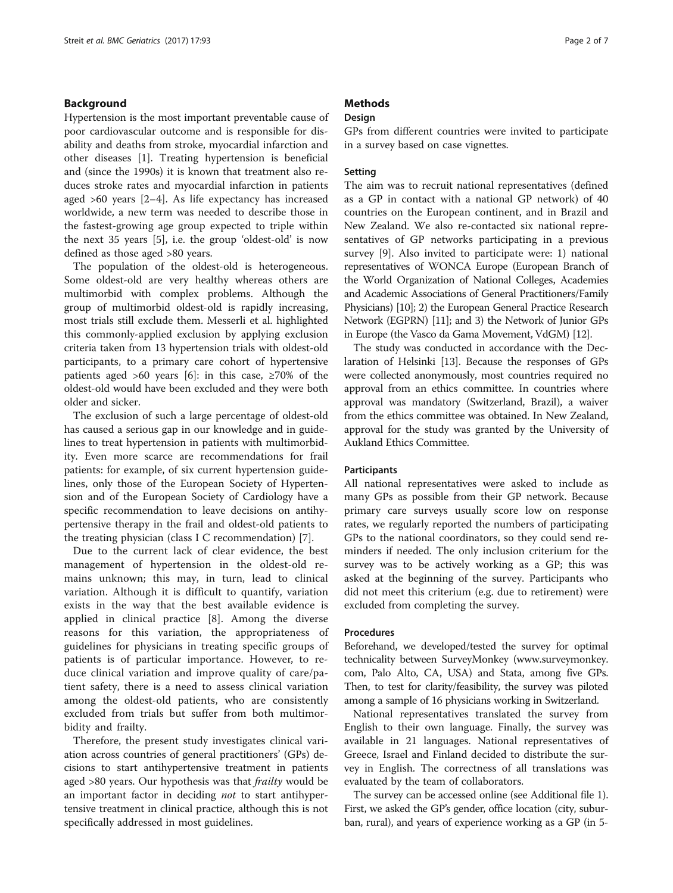## Background

Hypertension is the most important preventable cause of poor cardiovascular outcome and is responsible for disability and deaths from stroke, myocardial infarction and other diseases [1]. Treating hypertension is beneficial and (since the 1990s) it is known that treatment also reduces stroke rates and myocardial infarction in patients aged >60 years [2–4]. As life expectancy has increased worldwide, a new term was needed to describe those in the fastest-growing age group expected to triple within the next 35 years [5], i.e. the group 'oldest-old' is now defined as those aged >80 years.

The population of the oldest-old is heterogeneous. Some oldest-old are very healthy whereas others are multimorbid with complex problems. Although the group of multimorbid oldest-old is rapidly increasing, most trials still exclude them. Messerli et al. highlighted this commonly-applied exclusion by applying exclusion criteria taken from 13 hypertension trials with oldest-old participants, to a primary care cohort of hypertensive patients aged >60 years [6]: in this case, ≥70% of the oldest-old would have been excluded and they were both older and sicker.

The exclusion of such a large percentage of oldest-old has caused a serious gap in our knowledge and in guidelines to treat hypertension in patients with multimorbidity. Even more scarce are recommendations for frail patients: for example, of six current hypertension guidelines, only those of the European Society of Hypertension and of the European Society of Cardiology have a specific recommendation to leave decisions on antihypertensive therapy in the frail and oldest-old patients to the treating physician (class I C recommendation) [7].

Due to the current lack of clear evidence, the best management of hypertension in the oldest-old remains unknown; this may, in turn, lead to clinical variation. Although it is difficult to quantify, variation exists in the way that the best available evidence is applied in clinical practice [8]. Among the diverse reasons for this variation, the appropriateness of guidelines for physicians in treating specific groups of patients is of particular importance. However, to reduce clinical variation and improve quality of care/patient safety, there is a need to assess clinical variation among the oldest-old patients, who are consistently excluded from trials but suffer from both multimorbidity and frailty.

Therefore, the present study investigates clinical variation across countries of general practitioners' (GPs) decisions to start antihypertensive treatment in patients aged >80 years. Our hypothesis was that *frailty* would be an important factor in deciding *not* to start antihypertensive treatment in clinical practice, although this is not specifically addressed in most guidelines.

## Methods

### Design

GPs from different countries were invited to participate in a survey based on case vignettes.

### Setting

The aim was to recruit national representatives (defined as a GP in contact with a national GP network) of 40 countries on the European continent, and in Brazil and New Zealand. We also re-contacted six national representatives of GP networks participating in a previous survey [9]. Also invited to participate were: 1) national representatives of WONCA Europe (European Branch of the World Organization of National Colleges, Academies and Academic Associations of General Practitioners/Family Physicians) [10]; 2) the European General Practice Research Network (EGPRN) [11]; and 3) the Network of Junior GPs in Europe (the Vasco da Gama Movement, VdGM) [12].

The study was conducted in accordance with the Declaration of Helsinki [13]. Because the responses of GPs were collected anonymously, most countries required no approval from an ethics committee. In countries where approval was mandatory (Switzerland, Brazil), a waiver from the ethics committee was obtained. In New Zealand, approval for the study was granted by the University of Aukland Ethics Committee.

### Participants

All national representatives were asked to include as many GPs as possible from their GP network. Because primary care surveys usually score low on response rates, we regularly reported the numbers of participating GPs to the national coordinators, so they could send reminders if needed. The only inclusion criterium for the survey was to be actively working as a GP; this was asked at the beginning of the survey. Participants who did not meet this criterium (e.g. due to retirement) were excluded from completing the survey.

### Procedures

Beforehand, we developed/tested the survey for optimal technicality between SurveyMonkey (www.surveymonkey.com, Palo Alto, CA, USA) and Stata, among five GPs. Then, to test for clarity/feasibility, the survey was piloted among a sample of 16 physicians working in Switzerland.

National representatives translated the survey from English to their own language. Finally, the survey was available in 21 languages. National representatives of Greece, Israel and Finland decided to distribute the survey in English. The correctness of all translations was evaluated by the team of collaborators.

The survey can be accessed online (see Additional file 1). First, we asked the GP's gender, office location (city, suburban, rural), and years of experience working as a GP (in 5-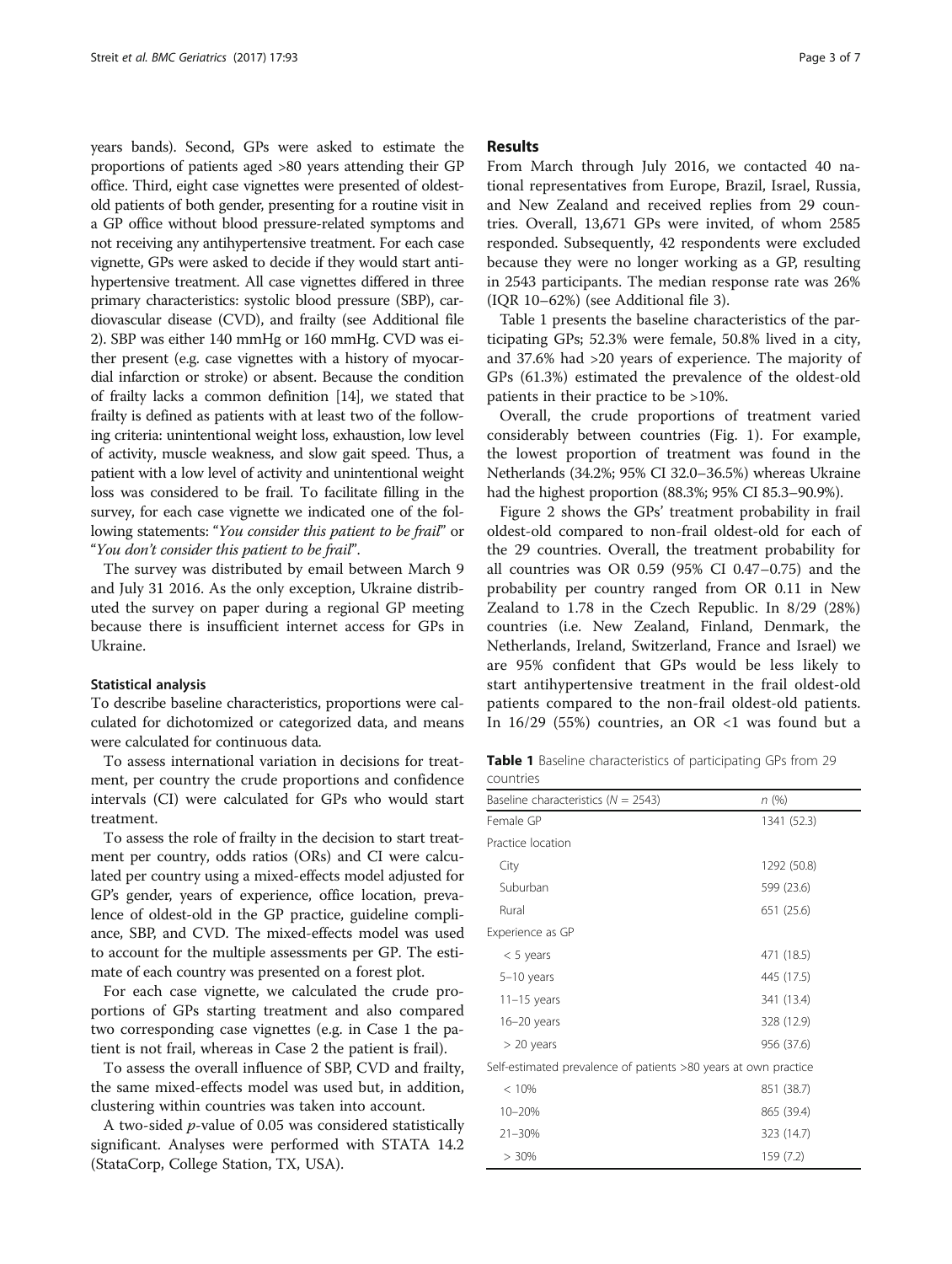years bands). Second, GPs were asked to estimate the proportions of patients aged >80 years attending their GP office. Third, eight case vignettes were presented of oldest-old patients of both gender, presenting for a routine visit in a GP office without blood pressure-related symptoms and not receiving any antihypertensive treatment. For each case vignette, GPs were asked to decide if they would start antihypertensive treatment. All case vignettes differed in three primary characteristics: systolic blood pressure (SBP), cardiovascular disease (CVD), and frailty (see Additional file 2). SBP was either 140 mmHg or 160 mmHg. CVD was either present (e.g. case vignettes with a history of myocardial infarction or stroke) or absent. Because the condition of frailty lacks a common definition [14], we stated that frailty is defined as patients with at least two of the following criteria: unintentional weight loss, exhaustion, low level of activity, muscle weakness, and slow gait speed. Thus, a patient with a low level of activity and unintentional weight loss was considered to be frail. To facilitate filling in the survey, for each case vignette we indicated one of the following statements: "*You consider this patient to be frail*" or "*You don't consider this patient to be frail*".

The survey was distributed by email between March 9 and July 31 2016. As the only exception, Ukraine distributed the survey on paper during a regional GP meeting because there is insufficient internet access for GPs in Ukraine.

#### Statistical analysis

To describe baseline characteristics, proportions were calculated for dichotomized or categorized data, and means were calculated for continuous data.

To assess international variation in decisions for treatment, per country the crude proportions and confidence intervals (CI) were calculated for GPs who would start treatment.

To assess the role of frailty in the decision to start treatment per country, odds ratios (ORs) and CI were calculated per country using a mixed-effects model adjusted for GP's gender, years of experience, office location, prevalence of oldest-old in the GP practice, guideline compliance, SBP, and CVD. The mixed-effects model was used to account for the multiple assessments per GP. The estimate of each country was presented on a forest plot.

For each case vignette, we calculated the crude proportions of GPs starting treatment and also compared two corresponding case vignettes (e.g. in Case 1 the patient is not frail, whereas in Case 2 the patient is frail).

To assess the overall influence of SBP, CVD and frailty, the same mixed-effects model was used but, in addition, clustering within countries was taken into account.

A two-sided *p*-value of 0.05 was considered statistically significant. Analyses were performed with STATA 14.2 (StataCorp, College Station, TX, USA).

### Results

From March through July 2016, we contacted 40 national representatives from Europe, Brazil, Israel, Russia, and New Zealand and received replies from 29 countries. Overall, 13,671 GPs were invited, of whom 2585 responded. Subsequently, 42 respondents were excluded because they were no longer working as a GP, resulting in 2543 participants. The median response rate was 26% (IQR 10–62%) (see Additional file 3).

Table 1 presents the baseline characteristics of the participating GPs; 52.3% were female, 50.8% lived in a city, and 37.6% had >20 years of experience. The majority of GPs (61.3%) estimated the prevalence of the oldest-old patients in their practice to be >10%.

Overall, the crude proportions of treatment varied considerably between countries (Fig. 1). For example, the lowest proportion of treatment was found in the Netherlands (34.2%; 95% CI 32.0–36.5%) whereas Ukraine had the highest proportion (88.3%; 95% CI 85.3–90.9%).

Figure 2 shows the GPs' treatment probability in frail oldest-old compared to non-frail oldest-old for each of the 29 countries. Overall, the treatment probability for all countries was OR 0.59 (95% CI 0.47–0.75) and the probability per country ranged from OR 0.11 in New Zealand to 1.78 in the Czech Republic. In 8/29 (28%) countries (i.e. New Zealand, Finland, Denmark, the Netherlands, Ireland, Switzerland, France and Israel) we are 95% confident that GPs would be less likely to start antihypertensive treatment in the frail oldest-old patients compared to the non-frail oldest-old patients. In 16/29 (55%) countries, an OR <1 was found but a

**Table 1** Baseline characteristics of participating GPs from 29 countries

| Baseline characteristics ($N$ = 2543) | $n$ (%) |
|---|---|
| Female GP | 1341 (52.3) |
| Practice location | |
| City | 1292 (50.8) |
| Suburban | 599 (23.6) |
| Rural | 651 (25.6) |
| Experience as GP | |
| < 5 years | 471 (18.5) |
| 5–10 years | 445 (17.5) |
| 11–15 years | 341 (13.4) |
| 16–20 years | 328 (12.9) |
| > 20 years | 956 (37.6) |
| Self-estimated prevalence of patients >80 years at own practice | |
| < 10% | 851 (38.7) |
| 10–20% | 865 (39.4) |
| 21–30% | 323 (14.7) |
| > 30% | 159 (7.2) |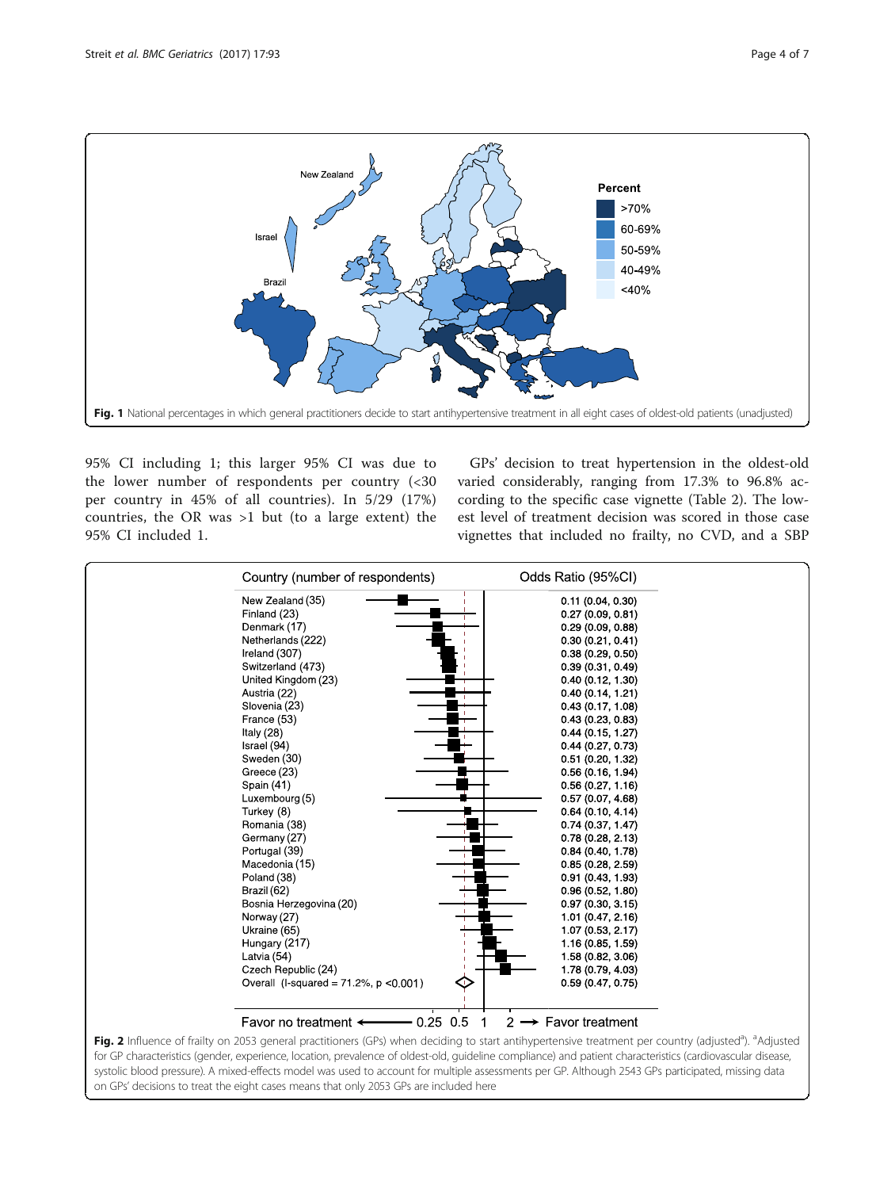Fig. 1 National percentages in which general practitioners decide to start antihypertensive treatment in all eight cases of oldest-old patients (unadjusted)

95% CI including 1; this larger 95% CI was due to the lower number of respondents per country (<30 per country in 45% of all countries). In 5/29 (17%) countries, the OR was >1 but (to a large extent) the 95% CI included 1.

GPs' decision to treat hypertension in the oldest-old varied considerably, ranging from 17.3% to 96.8% according to the specific case vignette (Table 2). The lowest level of treatment decision was scored in those case vignettes that included no frailty, no CVD, and a SBP

| Country (number of respondents) | Odds Ratio (95%CI) |
| --- | --- |
| New Zealand (35) | 0.11 (0.04, 0.30) |
| Finland (23) | 0.27 (0.09, 0.81) |
| Denmark (17) | 0.29 (0.09, 0.88) |
| Netherlands (222) | 0.30 (0.21, 0.41) |
| Ireland (307) | 0.38 (0.29, 0.50) |
| Switzerland (473) | 0.39 (0.31, 0.49) |
| United Kingdom (23) | 0.40 (0.12, 1.30) |
| Austria (22) | 0.40 (0.14, 1.21) |
| Slovenia (23) | 0.43 (0.17, 1.08) |
| France (53) | 0.43 (0.23, 0.83) |
| Italy (28) | 0.44 (0.15, 1.27) |
| Israel (94) | 0.44 (0.27, 0.73) |
| Sweden (30) | 0.51 (0.20, 1.32) |
| Greece (23) | 0.56 (0.16, 1.94) |
| Spain (41) | 0.56 (0.27, 1.16) |
| Luxembourg (5) | 0.57 (0.07, 4.68) |
| Turkey (8) | 0.64 (0.10, 4.14) |
| Romania (38) | 0.74 (0.37, 1.47) |
| Germany (27) | 0.78 (0.28, 2.13) |
| Portugal (39) | 0.84 (0.40, 1.78) |
| Macedonia (15) | 0.85 (0.28, 2.59) |
| Poland (38) | 0.91 (0.43, 1.93) |
| Brazil (62) | 0.96 (0.52, 1.80) |
| Bosnia Herzegovina (20) | 0.97 (0.30, 3.15) |
| Norway (27) | 1.01 (0.47, 2.16) |
| Ukraine (65) | 1.07 (0.53, 2.17) |
| Hungary (217) | 1.16 (0.85, 1.59) |
| Latvia (54) | 1.58 (0.82, 3.06) |
| Czech Republic (24) | 1.78 (0.79, 4.03) |
| Overall (I-squared = 71.2%, p <0.001) | 0.59 (0.47, 0.75) |

Favor no treatment ← 0.25 0.5 1 2 → Favor treatment

Fig. 2 Influence of frailty on 2053 general practitioners (GPs) when deciding to start antihypertensive treatment per country (adjusted[a]). [a]Adjusted for GP characteristics (gender, experience, location, prevalence of oldest-old, guideline compliance) and patient characteristics (cardiovascular disease, systolic blood pressure). A mixed-effects model was used to account for multiple assessments per GP. Although 2543 GPs participated, missing data on GPs' decisions to treat the eight cases means that only 2053 GPs are included here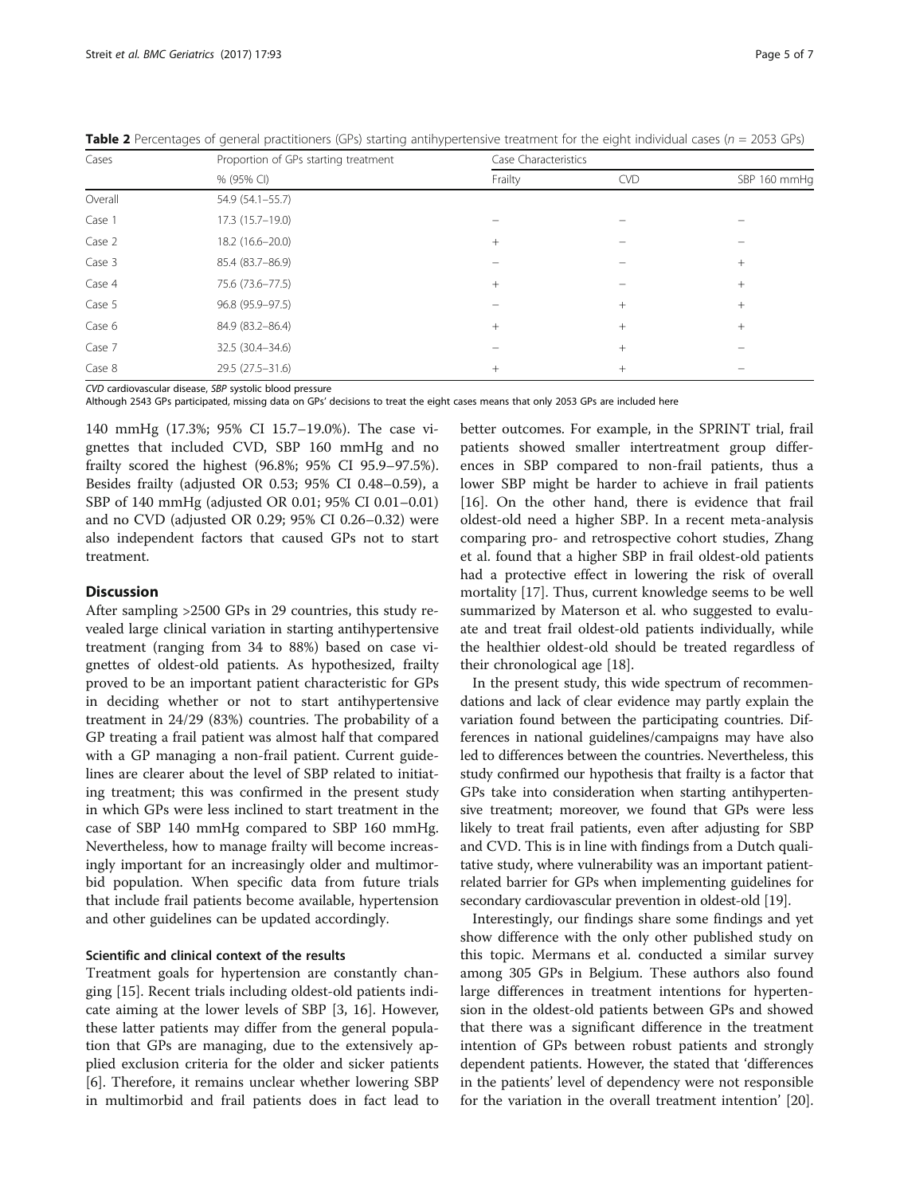**Table 2** Percentages of general practitioners (GPs) starting antihypertensive treatment for the eight individual cases (*n* = 2053 GPs)

| Cases | Proportion of GPs starting treatment | Case Characteristics | | |
|---|---|---|---|---|
| | % (95% CI) | Frailty | CVD | SBP 160 mmHg |
| Overall | 54.9 (54.1–55.7) | | | |
| Case 1 | 17.3 (15.7–19.0) | – | – | – |
| Case 2 | 18.2 (16.6–20.0) | + | – | – |
| Case 3 | 85.4 (83.7–86.9) | – | – | + |
| Case 4 | 75.6 (73.6–77.5) | + | – | + |
| Case 5 | 96.8 (95.9–97.5) | – | + | + |
| Case 6 | 84.9 (83.2–86.4) | + | + | + |
| Case 7 | 32.5 (30.4–34.6) | – | + | – |
| Case 8 | 29.5 (27.5–31.6) | + | + | – |

*CVD* cardiovascular disease, *SBP* systolic blood pressure

Although 2543 GPs participated, missing data on GPs' decisions to treat the eight cases means that only 2053 GPs are included here

140 mmHg (17.3%; 95% CI 15.7–19.0%). The case vignettes that included CVD, SBP 160 mmHg and no frailty scored the highest (96.8%; 95% CI 95.9–97.5%). Besides frailty (adjusted OR 0.53; 95% CI 0.48–0.59), a SBP of 140 mmHg (adjusted OR 0.01; 95% CI 0.01–0.01) and no CVD (adjusted OR 0.29; 95% CI 0.26–0.32) were also independent factors that caused GPs not to start treatment.

## Discussion

After sampling >2500 GPs in 29 countries, this study revealed large clinical variation in starting antihypertensive treatment (ranging from 34 to 88%) based on case vignettes of oldest-old patients. As hypothesized, frailty proved to be an important patient characteristic for GPs in deciding whether or not to start antihypertensive treatment in 24/29 (83%) countries. The probability of a GP treating a frail patient was almost half that compared with a GP managing a non-frail patient. Current guidelines are clearer about the level of SBP related to initiating treatment; this was confirmed in the present study in which GPs were less inclined to start treatment in the case of SBP 140 mmHg compared to SBP 160 mmHg. Nevertheless, how to manage frailty will become increasingly important for an increasingly older and multimorbid population. When specific data from future trials that include frail patients become available, hypertension and other guidelines can be updated accordingly.

### Scientific and clinical context of the results

Treatment goals for hypertension are constantly changing [15]. Recent trials including oldest-old patients indicate aiming at the lower levels of SBP [3, 16]. However, these latter patients may differ from the general population that GPs are managing, due to the extensively applied exclusion criteria for the older and sicker patients [6]. Therefore, it remains unclear whether lowering SBP in multimorbid and frail patients does in fact lead to better outcomes. For example, in the SPRINT trial, frail patients showed smaller intertreatment group differences in SBP compared to non-frail patients, thus a lower SBP might be harder to achieve in frail patients [16]. On the other hand, there is evidence that frail oldest-old need a higher SBP. In a recent meta-analysis comparing pro- and retrospective cohort studies, Zhang et al. found that a higher SBP in frail oldest-old patients had a protective effect in lowering the risk of overall mortality [17]. Thus, current knowledge seems to be well summarized by Materson et al. who suggested to evaluate and treat frail oldest-old patients individually, while the healthier oldest-old should be treated regardless of their chronological age [18].

In the present study, this wide spectrum of recommendations and lack of clear evidence may partly explain the variation found between the participating countries. Differences in national guidelines/campaigns may have also led to differences between the countries. Nevertheless, this study confirmed our hypothesis that frailty is a factor that GPs take into consideration when starting antihypertensive treatment; moreover, we found that GPs were less likely to treat frail patients, even after adjusting for SBP and CVD. This is in line with findings from a Dutch qualitative study, where vulnerability was an important patient-related barrier for GPs when implementing guidelines for secondary cardiovascular prevention in oldest-old [19].

Interestingly, our findings share some findings and yet show difference with the only other published study on this topic. Mermans et al. conducted a similar survey among 305 GPs in Belgium. These authors also found large differences in treatment intentions for hypertension in the oldest-old patients between GPs and showed that there was a significant difference in the treatment intention of GPs between robust patients and strongly dependent patients. However, the stated that 'differences in the patients' level of dependency were not responsible for the variation in the overall treatment intention' [20].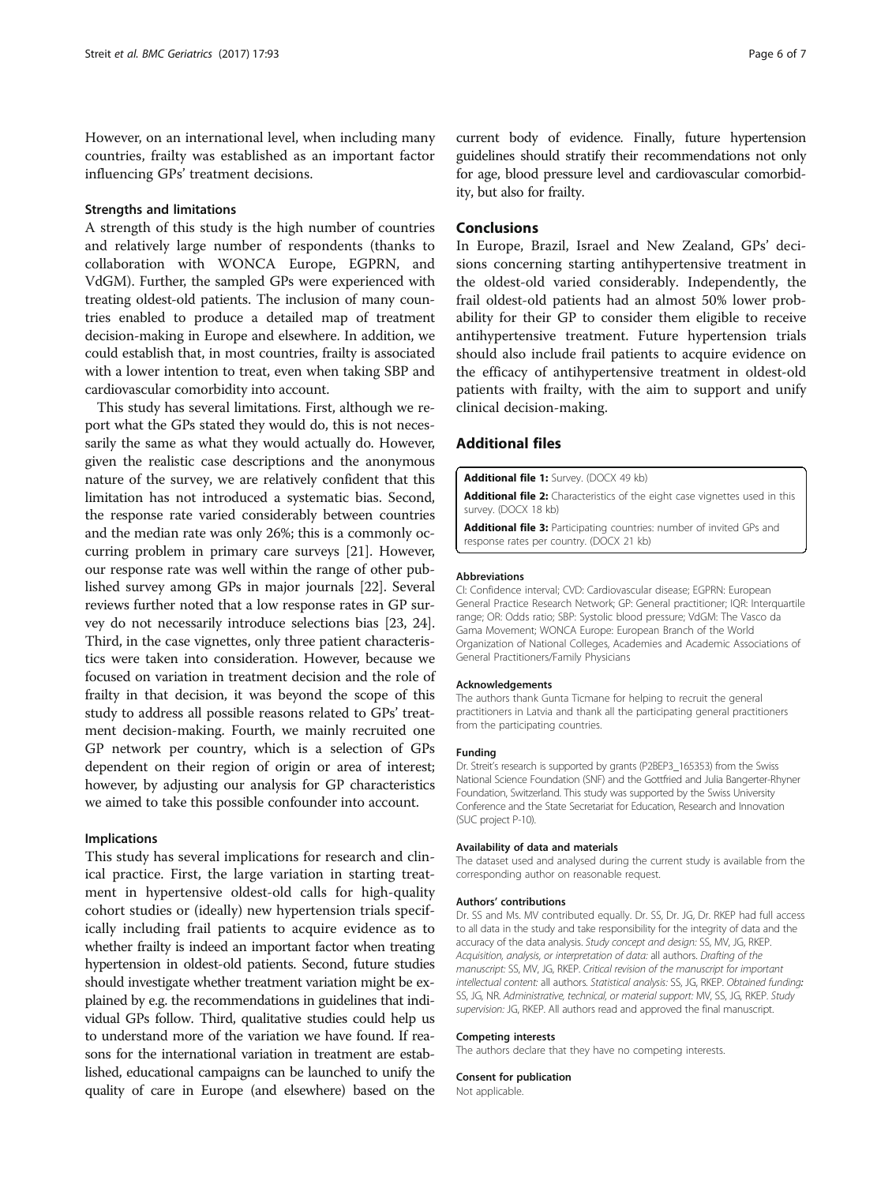However, on an international level, when including many countries, frailty was established as an important factor influencing GPs' treatment decisions.

### Strengths and limitations

A strength of this study is the high number of countries and relatively large number of respondents (thanks to collaboration with WONCA Europe, EGPRN, and VdGM). Further, the sampled GPs were experienced with treating oldest-old patients. The inclusion of many countries enabled to produce a detailed map of treatment decision-making in Europe and elsewhere. In addition, we could establish that, in most countries, frailty is associated with a lower intention to treat, even when taking SBP and cardiovascular comorbidity into account.

This study has several limitations. First, although we report what the GPs stated they would do, this is not necessarily the same as what they would actually do. However, given the realistic case descriptions and the anonymous nature of the survey, we are relatively confident that this limitation has not introduced a systematic bias. Second, the response rate varied considerably between countries and the median rate was only 26%; this is a commonly occurring problem in primary care surveys [21]. However, our response rate was well within the range of other published survey among GPs in major journals [22]. Several reviews further noted that a low response rates in GP survey do not necessarily introduce selections bias [23, 24]. Third, in the case vignettes, only three patient characteristics were taken into consideration. However, because we focused on variation in treatment decision and the role of frailty in that decision, it was beyond the scope of this study to address all possible reasons related to GPs' treatment decision-making. Fourth, we mainly recruited one GP network per country, which is a selection of GPs dependent on their region of origin or area of interest; however, by adjusting our analysis for GP characteristics we aimed to take this possible confounder into account.

### Implications

This study has several implications for research and clinical practice. First, the large variation in starting treatment in hypertensive oldest-old calls for high-quality cohort studies or (ideally) new hypertension trials specifically including frail patients to acquire evidence as to whether frailty is indeed an important factor when treating hypertension in oldest-old patients. Second, future studies should investigate whether treatment variation might be explained by e.g. the recommendations in guidelines that individual GPs follow. Third, qualitative studies could help us to understand more of the variation we have found. If reasons for the international variation in treatment are established, educational campaigns can be launched to unify the quality of care in Europe (and elsewhere) based on the current body of evidence. Finally, future hypertension guidelines should stratify their recommendations not only for age, blood pressure level and cardiovascular comorbidity, but also for frailty.

## Conclusions

In Europe, Brazil, Israel and New Zealand, GPs' decisions concerning starting antihypertensive treatment in the oldest-old varied considerably. Independently, the frail oldest-old patients had an almost 50% lower probability for their GP to consider them eligible to receive antihypertensive treatment. Future hypertension trials should also include frail patients to acquire evidence on the efficacy of antihypertensive treatment in oldest-old patients with frailty, with the aim to support and unify clinical decision-making.

## Additional files

**Additional file 1:** Survey. (DOCX 49 kb)

**Additional file 2:** Characteristics of the eight case vignettes used in this survey. (DOCX 18 kb)

**Additional file 3:** Participating countries: number of invited GPs and response rates per country. (DOCX 21 kb)

#### Abbreviations

CI: Confidence interval; CVD: Cardiovascular disease; EGPRN: European General Practice Research Network; GP: General practitioner; IQR: Interquartile range; OR: Odds ratio; SBP: Systolic blood pressure; VdGM: The Vasco da Gama Movement; WONCA Europe: European Branch of the World Organization of National Colleges, Academies and Academic Associations of General Practitioners/Family Physicians

#### Acknowledgements

The authors thank Gunta Ticmane for helping to recruit the general practitioners in Latvia and thank all the participating general practitioners from the participating countries.

#### Funding

Dr. Streit's research is supported by grants (P2BEP3_165353) from the Swiss National Science Foundation (SNF) and the Gottfried and Julia Bangerter-Rhyner Foundation, Switzerland. This study was supported by the Swiss University Conference and the State Secretariat for Education, Research and Innovation (SUC project P-10).

#### Availability of data and materials

The dataset used and analysed during the current study is available from the corresponding author on reasonable request.

#### Authors' contributions

Dr. SS and Ms. MV contributed equally. Dr. SS, Dr. JG, Dr. RKEP had full access to all data in the study and take responsibility for the integrity of data and the accuracy of the data analysis. *Study concept and design:* SS, MV, JG, RKEP. *Acquisition, analysis, or interpretation of data:* all authors. *Drafting of the manuscript:* SS, MV, JG, RKEP. *Critical revision of the manuscript for important intellectual content:* all authors. *Statistical analysis:* SS, JG, RKEP. *Obtained funding:* SS, JG, NR. *Administrative, technical, or material support:* MV, SS, JG, RKEP. *Study supervision:* JG, RKEP. All authors read and approved the final manuscript.

#### Competing interests

The authors declare that they have no competing interests.

#### Consent for publication

Not applicable.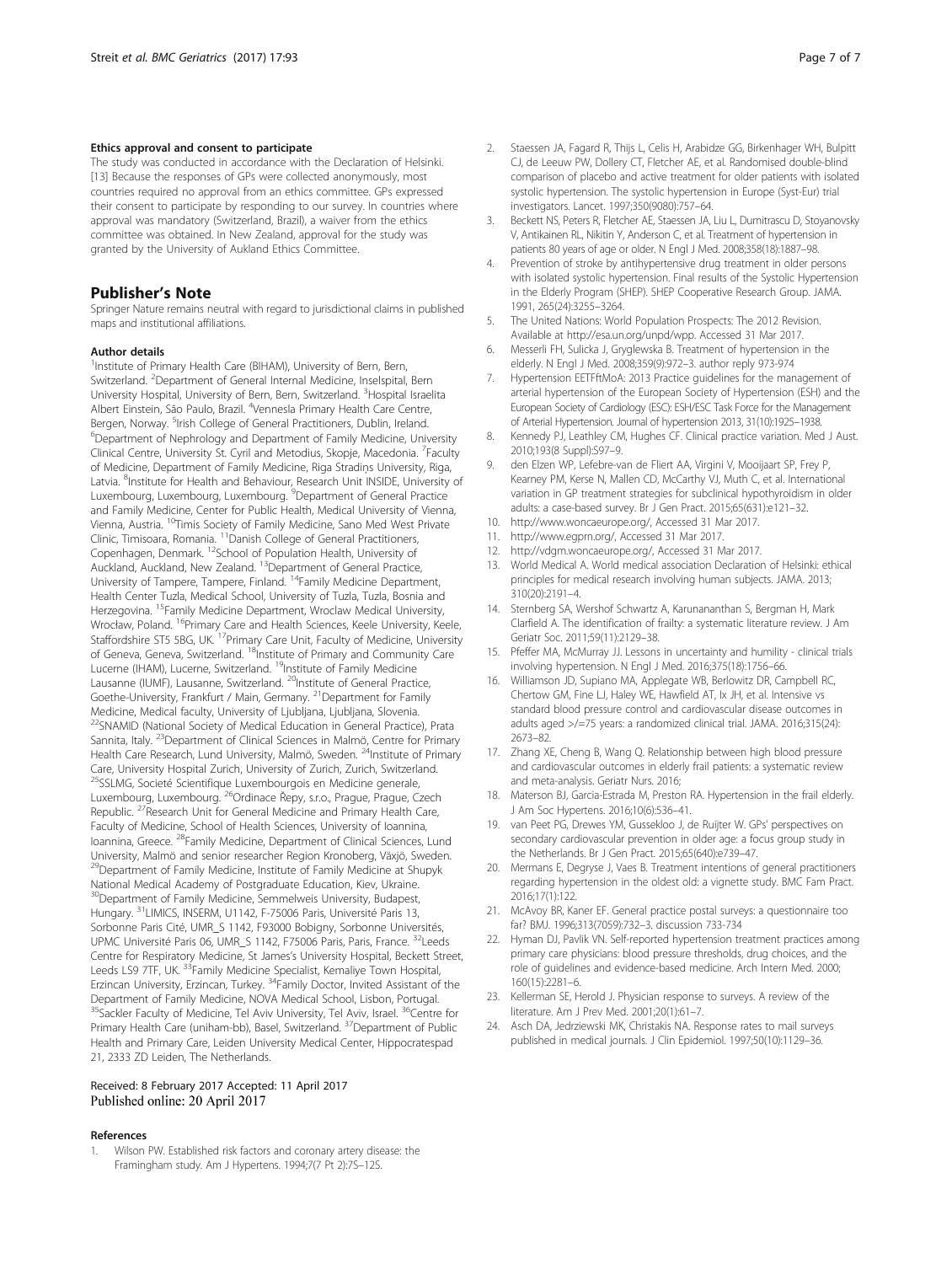### Ethics approval and consent to participate

The study was conducted in accordance with the Declaration of Helsinki. [13] Because the responses of GPs were collected anonymously, most countries required no approval from an ethics committee. GPs expressed their consent to participate by responding to our survey. In countries where approval was mandatory (Switzerland, Brazil), a waiver from the ethics committee was obtained. In New Zealand, approval for the study was granted by the University of Aukland Ethics Committee.

## Publisher's Note

Springer Nature remains neutral with regard to jurisdictional claims in published maps and institutional affiliations.

### Author details

[1]Institute of Primary Health Care (BIHAM), University of Bern, Bern, Switzerland. [2]Department of General Internal Medicine, Inselspital, Bern University Hospital, University of Bern, Bern, Switzerland. [3]Hospital Israelita Albert Einstein, São Paulo, Brazil. [4]Vennesla Primary Health Care Centre, Bergen, Norway. [5]Irish College of General Practitioners, Dublin, Ireland. [6]Department of Nephrology and Department of Family Medicine, University Clinical Centre, University St. Cyril and Metodius, Skopje, Macedonia. [7]Faculty of Medicine, Department of Family Medicine, Riga Stradiņs University, Riga, Latvia. [8]Institute for Health and Behaviour, Research Unit INSIDE, University of Luxembourg, Luxembourg, Luxembourg. [9]Department of General Practice and Family Medicine, Center for Public Health, Medical University of Vienna, Vienna, Austria. [10]Timis Society of Family Medicine, Sano Med West Private Clinic, Timisoara, Romania. [11]Danish College of General Practitioners, Copenhagen, Denmark. [12]School of Population Health, University of Auckland, Auckland, New Zealand. [13]Department of General Practice, University of Tampere, Tampere, Finland. [14]Family Medicine Department, Health Center Tuzla, Medical School, University of Tuzla, Tuzla, Bosnia and Herzegovina. [15]Family Medicine Department, Wroclaw Medical University, Wrocław, Poland. [16]Primary Care and Health Sciences, Keele University, Keele, Staffordshire ST5 5BG, UK. [17]Primary Care Unit, Faculty of Medicine, University of Geneva, Geneva, Switzerland. [18]Institute of Primary and Community Care Lucerne (IHAM), Lucerne, Switzerland. [19]Institute of Family Medicine Lausanne (IUMF), Lausanne, Switzerland. [20]Institute of General Practice, Goethe-University, Frankfurt / Main, Germany. [21]Department for Family Medicine, Medical faculty, University of Ljubljana, Ljubljana, Slovenia. [22]SNAMID (National Society of Medical Education in General Practice), Prata Sannita, Italy. [23]Department of Clinical Sciences in Malmö, Centre for Primary Health Care Research, Lund University, Malmö, Sweden. [24]Institute of Primary Care, University Hospital Zurich, University of Zurich, Zurich, Switzerland. [25]SSLMG, Societé Scientifique Luxembourgeois en Medicine generale, Luxembourg, Luxembourg. [26]Ordinace Řepy, s.r.o., Prague, Prague, Czech Republic. [27]Research Unit for General Medicine and Primary Health Care, Faculty of Medicine, School of Health Sciences, University of Ioannina, Ioannina, Greece. [28]Family Medicine, Department of Clinical Sciences, Lund University, Malmö and senior researcher Region Kronoberg, Växjö, Sweden. [29]Department of Family Medicine, Institute of Family Medicine at Shupyk National Medical Academy of Postgraduate Education, Kiev, Ukraine. [30]Department of Family Medicine, Semmelweis University, Budapest, Hungary. [31]LIMICS, INSERM, U1142, F-75006 Paris, Université Paris 13, Sorbonne Paris Cité, UMR_S 1142, F93000 Bobigny, Sorbonne Universités, UPMC Université Paris 06, UMR_S 1142, F75006 Paris, Paris, France. [32]Leeds Centre for Respiratory Medicine, St James's University Hospital, Beckett Street, Leeds LS9 7TF, UK. [33]Family Medicine Specialist, Kemaliye Town Hospital, Erzincan University, Erzincan, Turkey. [34]Family Doctor, Invited Assistant of the Department of Family Medicine, NOVA Medical School, Lisbon, Portugal. [35]Sackler Faculty of Medicine, Tel Aviv University, Tel Aviv, Israel. [36]Centre for Primary Health Care (uniham-bb), Basel, Switzerland. [37]Department of Public Health and Primary Care, Leiden University Medical Center, Hippocratespad 21, 2333 ZD Leiden, The Netherlands.

Received: 8 February 2017 Accepted: 11 April 2017
Published online: 20 April 2017

### References

1. Wilson PW. Established risk factors and coronary artery disease: the Framingham study. Am J Hypertens. 1994;7(7 Pt 2):7S–12S.
2. Staessen JA, Fagard R, Thijs L, Celis H, Arabidze GG, Birkenhager WH, Bulpitt CJ, de Leeuw PW, Dollery CT, Fletcher AE, et al. Randomised double-blind comparison of placebo and active treatment for older patients with isolated systolic hypertension. The systolic hypertension in Europe (Syst-Eur) trial investigators. Lancet. 1997;350(9080):757–64.
3. Beckett NS, Peters R, Fletcher AE, Staessen JA, Liu L, Dumitrascu D, Stoyanovsky V, Antikainen RL, Nikitin Y, Anderson C, et al. Treatment of hypertension in patients 80 years of age or older. N Engl J Med. 2008;358(18):1887–98.
4. Prevention of stroke by antihypertensive drug treatment in older persons with isolated systolic hypertension. Final results of the Systolic Hypertension in the Elderly Program (SHEP). SHEP Cooperative Research Group. JAMA. 1991, 265(24):3255–3264.
5. The United Nations: World Population Prospects: The 2012 Revision. Available at http://esa.un.org/unpd/wpp. Accessed 31 Mar 2017.
6. Messerli FH, Sulicka J, Gryglewska B. Treatment of hypertension in the elderly. N Engl J Med. 2008;359(9):972–3. author reply 973-974
7. Hypertension EETFftMoA: 2013 Practice guidelines for the management of arterial hypertension of the European Society of Hypertension (ESH) and the European Society of Cardiology (ESC): ESH/ESC Task Force for the Management of Arterial Hypertension. Journal of hypertension 2013, 31(10):1925–1938.
8. Kennedy PJ, Leathley CM, Hughes CF. Clinical practice variation. Med J Aust. 2010;193(8 Suppl):S97–9.
9. den Elzen WP, Lefebre-van de Fliert AA, Virgini V, Mooijaart SP, Frey P, Kearney PM, Kerse N, Mallen CD, McCarthy VJ, Muth C, et al. International variation in GP treatment strategies for subclinical hypothyroidism in older adults: a case-based survey. Br J Gen Pract. 2015;65(631):e121–32.
10. http://www.woncaeurope.org/, Accessed 31 Mar 2017.
11. http://www.egprn.org/, Accessed 31 Mar 2017.
12. http://vdgm.woncaeurope.org/, Accessed 31 Mar 2017.
13. World Medical A. World medical association Declaration of Helsinki: ethical principles for medical research involving human subjects. JAMA. 2013; 310(20):2191–4.
14. Sternberg SA, Wershof Schwartz A, Karunananthan S, Bergman H, Mark Clarfield A. The identification of frailty: a systematic literature review. J Am Geriatr Soc. 2011;59(11):2129–38.
15. Pfeffer MA, McMurray JJ. Lessons in uncertainty and humility - clinical trials involving hypertension. N Engl J Med. 2016;375(18):1756–66.
16. Williamson JD, Supiano MA, Applegate WB, Berlowitz DR, Campbell RC, Chertow GM, Fine LJ, Haley WE, Hawfield AT, Ix JH, et al. Intensive vs standard blood pressure control and cardiovascular disease outcomes in adults aged >/=75 years: a randomized clinical trial. JAMA. 2016;315(24): 2673–82.
17. Zhang XE, Cheng B, Wang Q. Relationship between high blood pressure and cardiovascular outcomes in elderly frail patients: a systematic review and meta-analysis. Geriatr Nurs. 2016;
18. Materson BJ, Garcia-Estrada M, Preston RA. Hypertension in the frail elderly. J Am Soc Hypertens. 2016;10(6):536–41.
19. van Peet PG, Drewes YM, Gussekloo J, de Ruijter W. GPs' perspectives on secondary cardiovascular prevention in older age: a focus group study in the Netherlands. Br J Gen Pract. 2015;65(640):e739–47.
20. Mermans E, Degryse J, Vaes B. Treatment intentions of general practitioners regarding hypertension in the oldest old: a vignette study. BMC Fam Pract. 2016;17(1):122.
21. McAvoy BR, Kaner EF. General practice postal surveys: a questionnaire too far? BMJ. 1996;313(7059):732–3. discussion 733-734
22. Hyman DJ, Pavlik VN. Self-reported hypertension treatment practices among primary care physicians: blood pressure thresholds, drug choices, and the role of guidelines and evidence-based medicine. Arch Intern Med. 2000; 160(15):2281–6.
23. Kellerman SE, Herold J. Physician response to surveys. A review of the literature. Am J Prev Med. 2001;20(1):61–7.
24. Asch DA, Jedrziewski MK, Christakis NA. Response rates to mail surveys published in medical journals. J Clin Epidemiol. 1997;50(10):1129–36.